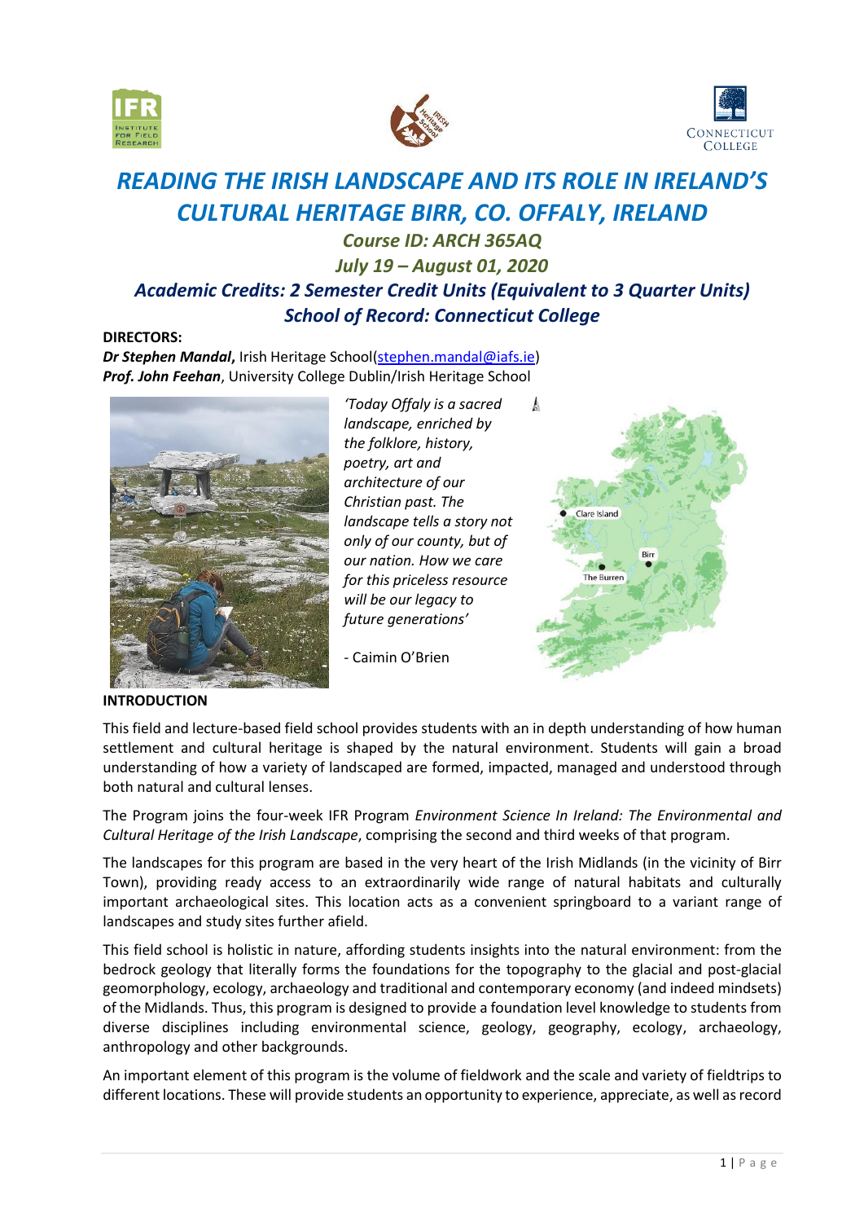# *READING THE IRISH LANDSCAPE AND ITS ROLE IN IRELAND'S CULTURAL HERITAGE BIRR, CO. OFFALY, IRELAND*

### *Course ID: ARCH 365AQ*

### *July 19 – August 01, 2020*

### *Academic Credits: 2 Semester Credit Units (Equivalent to 3 Quarter Units)*

### *School of Record: Connecticut College*

**DIRECTORS:**

***Dr Stephen Mandal***, Irish Heritage School(stephen.mandal@iafs.ie)
***Prof. John Feehan***, University College Dublin/Irish Heritage School

*'Today Offaly is a sacred landscape, enriched by the folklore, history, poetry, art and architecture of our Christian past. The landscape tells a story not only of our county, but of our nation. How we care for this priceless resource will be our legacy to future generations'*

- Caimin O'Brien

**INTRODUCTION**

This field and lecture-based field school provides students with an in depth understanding of how human settlement and cultural heritage is shaped by the natural environment. Students will gain a broad understanding of how a variety of landscaped are formed, impacted, managed and understood through both natural and cultural lenses.

The Program joins the four-week IFR Program *Environment Science In Ireland: The Environmental and Cultural Heritage of the Irish Landscape*, comprising the second and third weeks of that program.

The landscapes for this program are based in the very heart of the Irish Midlands (in the vicinity of Birr Town), providing ready access to an extraordinarily wide range of natural habitats and culturally important archaeological sites. This location acts as a convenient springboard to a variant range of landscapes and study sites further afield.

This field school is holistic in nature, affording students insights into the natural environment: from the bedrock geology that literally forms the foundations for the topography to the glacial and post-glacial geomorphology, ecology, archaeology and traditional and contemporary economy (and indeed mindsets) of the Midlands. Thus, this program is designed to provide a foundation level knowledge to students from diverse disciplines including environmental science, geology, geography, ecology, archaeology, anthropology and other backgrounds.

An important element of this program is the volume of fieldwork and the scale and variety of fieldtrips to different locations. These will provide students an opportunity to experience, appreciate, as well as record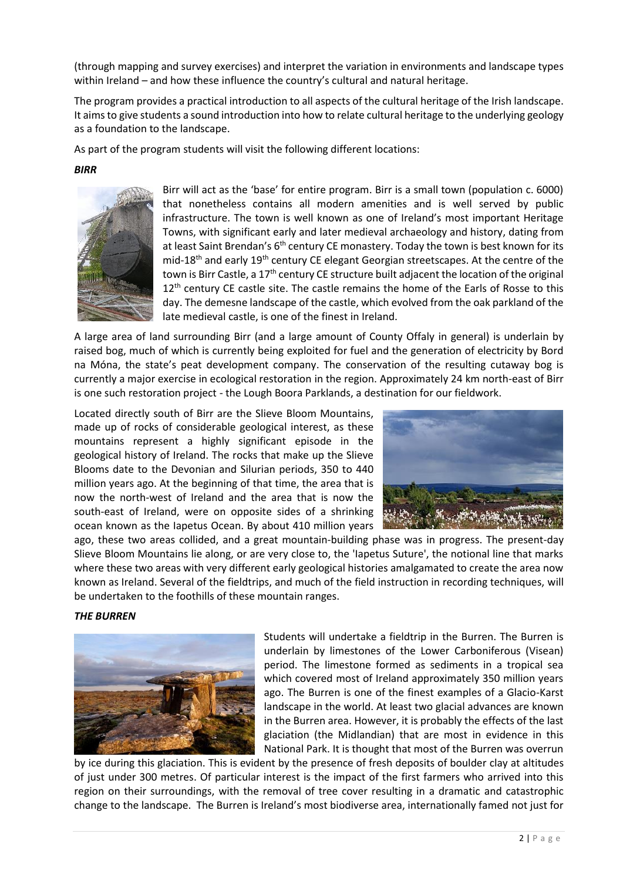(through mapping and survey exercises) and interpret the variation in environments and landscape types within Ireland – and how these influence the country's cultural and natural heritage.

The program provides a practical introduction to all aspects of the cultural heritage of the Irish landscape. It aims to give students a sound introduction into how to relate cultural heritage to the underlying geology as a foundation to the landscape.

As part of the program students will visit the following different locations:

***BIRR***

Birr will act as the 'base' for entire program. Birr is a small town (population c. 6000) that nonetheless contains all modern amenities and is well served by public infrastructure. The town is well known as one of Ireland's most important Heritage Towns, with significant early and later medieval archaeology and history, dating from at least Saint Brendan's 6th century CE monastery. Today the town is best known for its mid-18th and early 19th century CE elegant Georgian streetscapes. At the centre of the town is Birr Castle, a 17th century CE structure built adjacent the location of the original 12th century CE castle site. The castle remains the home of the Earls of Rosse to this day. The demesne landscape of the castle, which evolved from the oak parkland of the late medieval castle, is one of the finest in Ireland.

A large area of land surrounding Birr (and a large amount of County Offaly in general) is underlain by raised bog, much of which is currently being exploited for fuel and the generation of electricity by Bord na Móna, the state's peat development company. The conservation of the resulting cutaway bog is currently a major exercise in ecological restoration in the region. Approximately 24 km north-east of Birr is one such restoration project - the Lough Boora Parklands, a destination for our fieldwork.

Located directly south of Birr are the Slieve Bloom Mountains, made up of rocks of considerable geological interest, as these mountains represent a highly significant episode in the geological history of Ireland. The rocks that make up the Slieve Blooms date to the Devonian and Silurian periods, 350 to 440 million years ago. At the beginning of that time, the area that is now the north-west of Ireland and the area that is now the south-east of Ireland, were on opposite sides of a shrinking ocean known as the Iapetus Ocean. By about 410 million years ago, these two areas collided, and a great mountain-building phase was in progress. The present-day Slieve Bloom Mountains lie along, or are very close to, the 'Iapetus Suture', the notional line that marks where these two areas with very different early geological histories amalgamated to create the area now known as Ireland. Several of the fieldtrips, and much of the field instruction in recording techniques, will be undertaken to the foothills of these mountain ranges.

***THE BURREN***

Students will undertake a fieldtrip in the Burren. The Burren is underlain by limestones of the Lower Carboniferous (Visean) period. The limestone formed as sediments in a tropical sea which covered most of Ireland approximately 350 million years ago. The Burren is one of the finest examples of a Glacio-Karst landscape in the world. At least two glacial advances are known in the Burren area. However, it is probably the effects of the last glaciation (the Midlandian) that are most in evidence in this National Park. It is thought that most of the Burren was overrun by ice during this glaciation. This is evident by the presence of fresh deposits of boulder clay at altitudes of just under 300 metres. Of particular interest is the impact of the first farmers who arrived into this region on their surroundings, with the removal of tree cover resulting in a dramatic and catastrophic change to the landscape. The Burren is Ireland's most biodiverse area, internationally famed not just for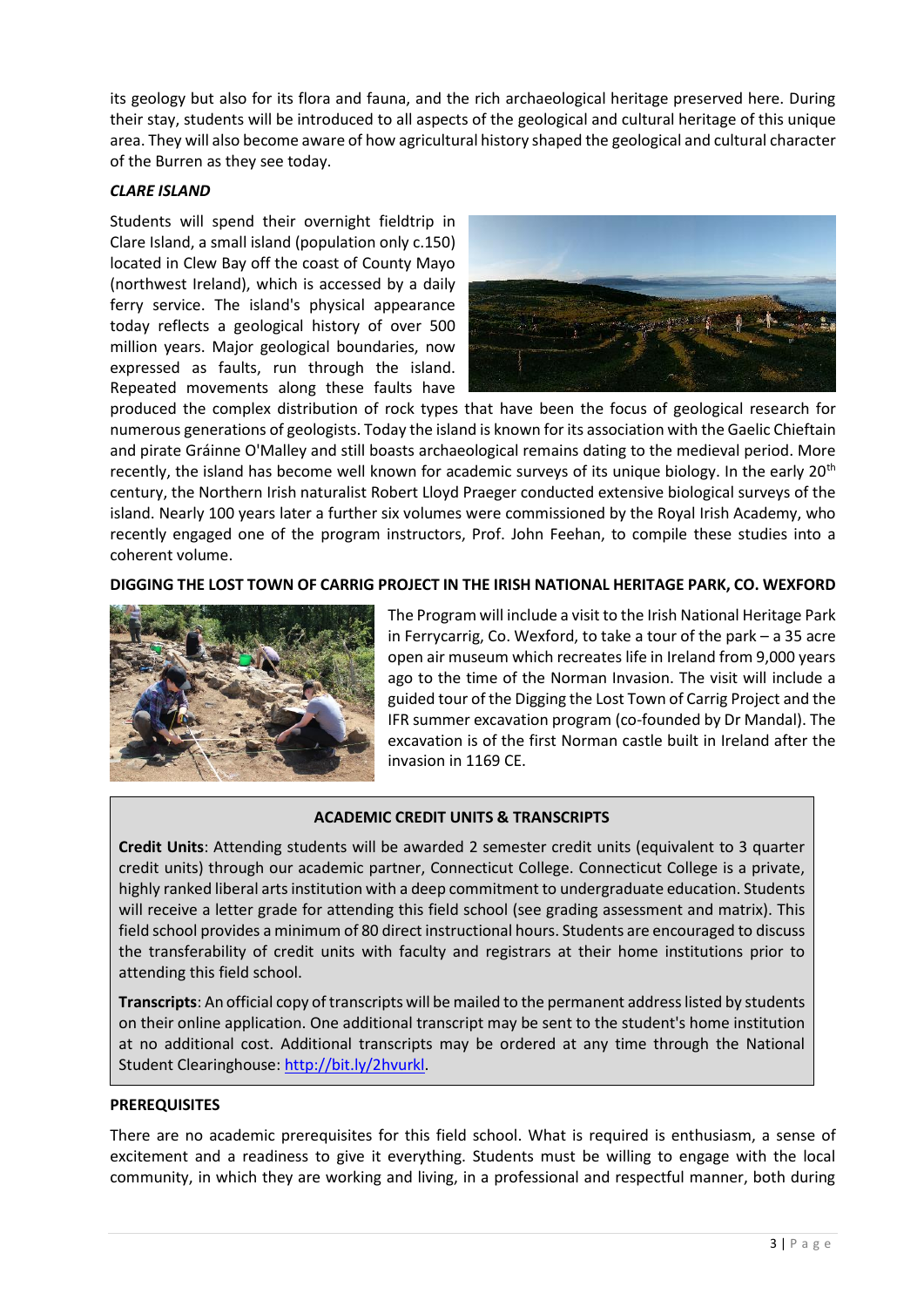its geology but also for its flora and fauna, and the rich archaeological heritage preserved here. During their stay, students will be introduced to all aspects of the geological and cultural heritage of this unique area. They will also become aware of how agricultural history shaped the geological and cultural character of the Burren as they see today.

***CLARE ISLAND***

Students will spend their overnight fieldtrip in Clare Island, a small island (population only c.150) located in Clew Bay off the coast of County Mayo (northwest Ireland), which is accessed by a daily ferry service. The island's physical appearance today reflects a geological history of over 500 million years. Major geological boundaries, now expressed as faults, run through the island. Repeated movements along these faults have produced the complex distribution of rock types that have been the focus of geological research for numerous generations of geologists. Today the island is known for its association with the Gaelic Chieftain and pirate Gráinne O'Malley and still boasts archaeological remains dating to the medieval period. More recently, the island has become well known for academic surveys of its unique biology. In the early 20th century, the Northern Irish naturalist Robert Lloyd Praeger conducted extensive biological surveys of the island. Nearly 100 years later a further six volumes were commissioned by the Royal Irish Academy, who recently engaged one of the program instructors, Prof. John Feehan, to compile these studies into a coherent volume.

**DIGGING THE LOST TOWN OF CARRIG PROJECT IN THE IRISH NATIONAL HERITAGE PARK, CO. WEXFORD**

The Program will include a visit to the Irish National Heritage Park in Ferrycarrig, Co. Wexford, to take a tour of the park – a 35 acre open air museum which recreates life in Ireland from 9,000 years ago to the time of the Norman Invasion. The visit will include a guided tour of the Digging the Lost Town of Carrig Project and the IFR summer excavation program (co-founded by Dr Mandal). The excavation is of the first Norman castle built in Ireland after the invasion in 1169 CE.

**ACADEMIC CREDIT UNITS & TRANSCRIPTS**

**Credit Units**: Attending students will be awarded 2 semester credit units (equivalent to 3 quarter credit units) through our academic partner, Connecticut College. Connecticut College is a private, highly ranked liberal arts institution with a deep commitment to undergraduate education. Students will receive a letter grade for attending this field school (see grading assessment and matrix). This field school provides a minimum of 80 direct instructional hours. Students are encouraged to discuss the transferability of credit units with faculty and registrars at their home institutions prior to attending this field school.

**Transcripts**: An official copy of transcripts will be mailed to the permanent address listed by students on their online application. One additional transcript may be sent to the student's home institution at no additional cost. Additional transcripts may be ordered at any time through the National Student Clearinghouse: [http://bit.ly/2hvurkl](http://bit.ly/2hvurkl).

**PREREQUISITES**

There are no academic prerequisites for this field school. What is required is enthusiasm, a sense of excitement and a readiness to give it everything. Students must be willing to engage with the local community, in which they are working and living, in a professional and respectful manner, both during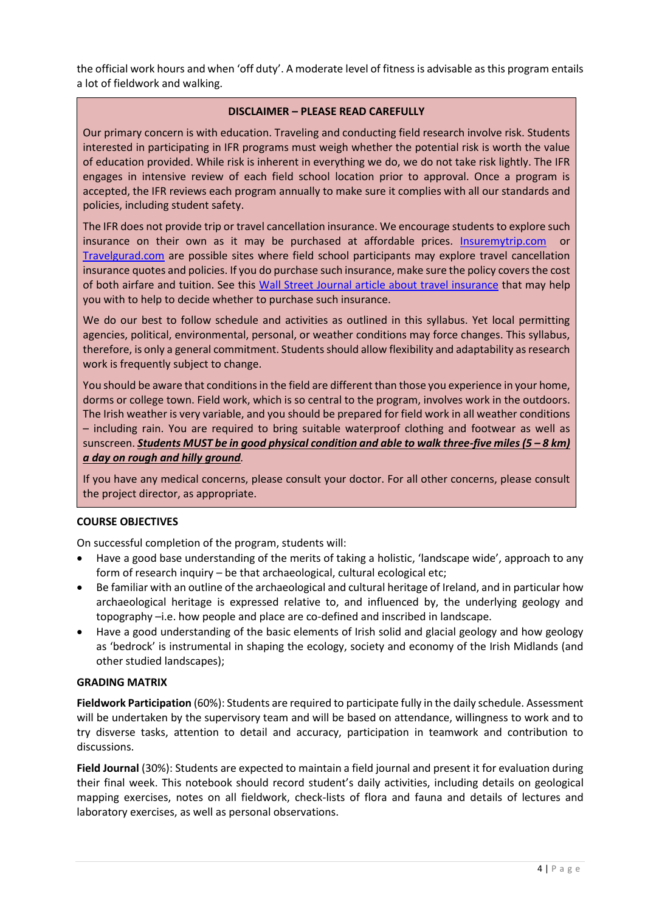the official work hours and when 'off duty'. A moderate level of fitness is advisable as this program entails a lot of fieldwork and walking.

**DISCLAIMER – PLEASE READ CAREFULLY**

Our primary concern is with education. Traveling and conducting field research involve risk. Students interested in participating in IFR programs must weigh whether the potential risk is worth the value of education provided. While risk is inherent in everything we do, we do not take risk lightly. The IFR engages in intensive review of each field school location prior to approval. Once a program is accepted, the IFR reviews each program annually to make sure it complies with all our standards and policies, including student safety.

The IFR does not provide trip or travel cancellation insurance. We encourage students to explore such insurance on their own as it may be purchased at affordable prices. [Insuremytrip.com]() or [Travelgurad.com]() are possible sites where field school participants may explore travel cancellation insurance quotes and policies. If you do purchase such insurance, make sure the policy covers the cost of both airfare and tuition. See this [Wall Street Journal article about travel insurance]() that may help you with to help to decide whether to purchase such insurance.

We do our best to follow schedule and activities as outlined in this syllabus. Yet local permitting agencies, political, environmental, personal, or weather conditions may force changes. This syllabus, therefore, is only a general commitment. Students should allow flexibility and adaptability as research work is frequently subject to change.

You should be aware that conditions in the field are different than those you experience in your home, dorms or college town. Field work, which is so central to the program, involves work in the outdoors. The Irish weather is very variable, and you should be prepared for field work in all weather conditions – including rain. You are required to bring suitable waterproof clothing and footwear as well as sunscreen. ***Students MUST be in good physical condition and able to walk three-five miles (5 – 8 km) a day on rough and hilly ground.***

If you have any medical concerns, please consult your doctor. For all other concerns, please consult the project director, as appropriate.

**COURSE OBJECTIVES**

On successful completion of the program, students will:

- Have a good base understanding of the merits of taking a holistic, 'landscape wide', approach to any form of research inquiry – be that archaeological, cultural ecological etc;
- Be familiar with an outline of the archaeological and cultural heritage of Ireland, and in particular how archaeological heritage is expressed relative to, and influenced by, the underlying geology and topography –i.e. how people and place are co-defined and inscribed in landscape.
- Have a good understanding of the basic elements of Irish solid and glacial geology and how geology as 'bedrock' is instrumental in shaping the ecology, society and economy of the Irish Midlands (and other studied landscapes);

**GRADING MATRIX**

**Fieldwork Participation** (60%): Students are required to participate fully in the daily schedule. Assessment will be undertaken by the supervisory team and will be based on attendance, willingness to work and to try disverse tasks, attention to detail and accuracy, participation in teamwork and contribution to discussions.

**Field Journal** (30%): Students are expected to maintain a field journal and present it for evaluation during their final week. This notebook should record student's daily activities, including details on geological mapping exercises, notes on all fieldwork, check-lists of flora and fauna and details of lectures and laboratory exercises, as well as personal observations.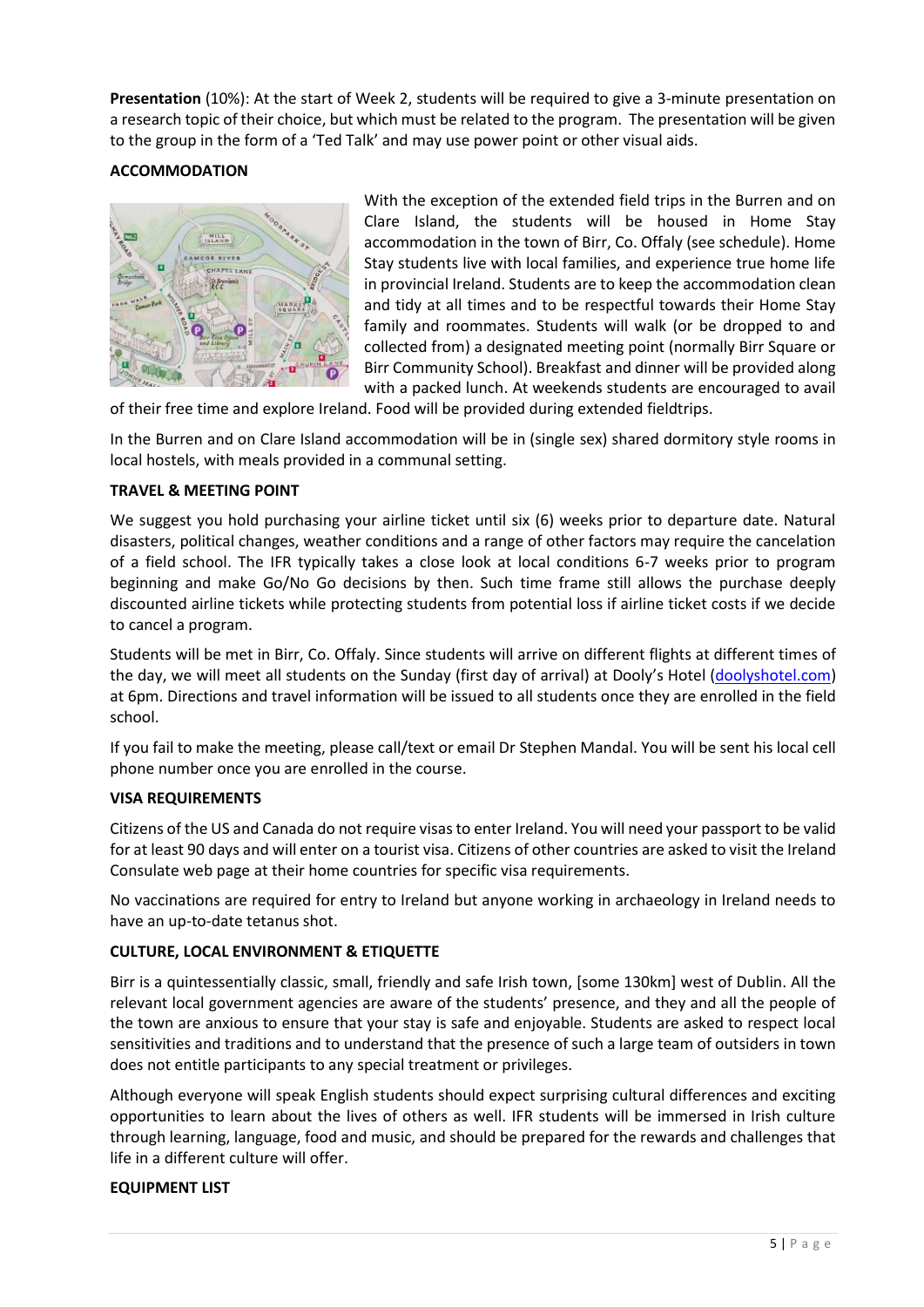**Presentation** (10%): At the start of Week 2, students will be required to give a 3-minute presentation on a research topic of their choice, but which must be related to the program. The presentation will be given to the group in the form of a 'Ted Talk' and may use power point or other visual aids.

**ACCOMMODATION**

With the exception of the extended field trips in the Burren and on Clare Island, the students will be housed in Home Stay accommodation in the town of Birr, Co. Offaly (see schedule). Home Stay students live with local families, and experience true home life in provincial Ireland. Students are to keep the accommodation clean and tidy at all times and to be respectful towards their Home Stay family and roommates. Students will walk (or be dropped to and collected from) a designated meeting point (normally Birr Square or Birr Community School). Breakfast and dinner will be provided along with a packed lunch. At weekends students are encouraged to avail of their free time and explore Ireland. Food will be provided during extended fieldtrips.

In the Burren and on Clare Island accommodation will be in (single sex) shared dormitory style rooms in local hostels, with meals provided in a communal setting.

**TRAVEL & MEETING POINT**

We suggest you hold purchasing your airline ticket until six (6) weeks prior to departure date. Natural disasters, political changes, weather conditions and a range of other factors may require the cancelation of a field school. The IFR typically takes a close look at local conditions 6-7 weeks prior to program beginning and make Go/No Go decisions by then. Such time frame still allows the purchase deeply discounted airline tickets while protecting students from potential loss if airline ticket costs if we decide to cancel a program.

Students will be met in Birr, Co. Offaly. Since students will arrive on different flights at different times of the day, we will meet all students on the Sunday (first day of arrival) at Dooly's Hotel (doolyshotel.com) at 6pm. Directions and travel information will be issued to all students once they are enrolled in the field school.

If you fail to make the meeting, please call/text or email Dr Stephen Mandal. You will be sent his local cell phone number once you are enrolled in the course.

**VISA REQUIREMENTS**

Citizens of the US and Canada do not require visas to enter Ireland. You will need your passport to be valid for at least 90 days and will enter on a tourist visa. Citizens of other countries are asked to visit the Ireland Consulate web page at their home countries for specific visa requirements.

No vaccinations are required for entry to Ireland but anyone working in archaeology in Ireland needs to have an up-to-date tetanus shot.

**CULTURE, LOCAL ENVIRONMENT & ETIQUETTE**

Birr is a quintessentially classic, small, friendly and safe Irish town, [some 130km] west of Dublin. All the relevant local government agencies are aware of the students' presence, and they and all the people of the town are anxious to ensure that your stay is safe and enjoyable. Students are asked to respect local sensitivities and traditions and to understand that the presence of such a large team of outsiders in town does not entitle participants to any special treatment or privileges.

Although everyone will speak English students should expect surprising cultural differences and exciting opportunities to learn about the lives of others as well. IFR students will be immersed in Irish culture through learning, language, food and music, and should be prepared for the rewards and challenges that life in a different culture will offer.

**EQUIPMENT LIST**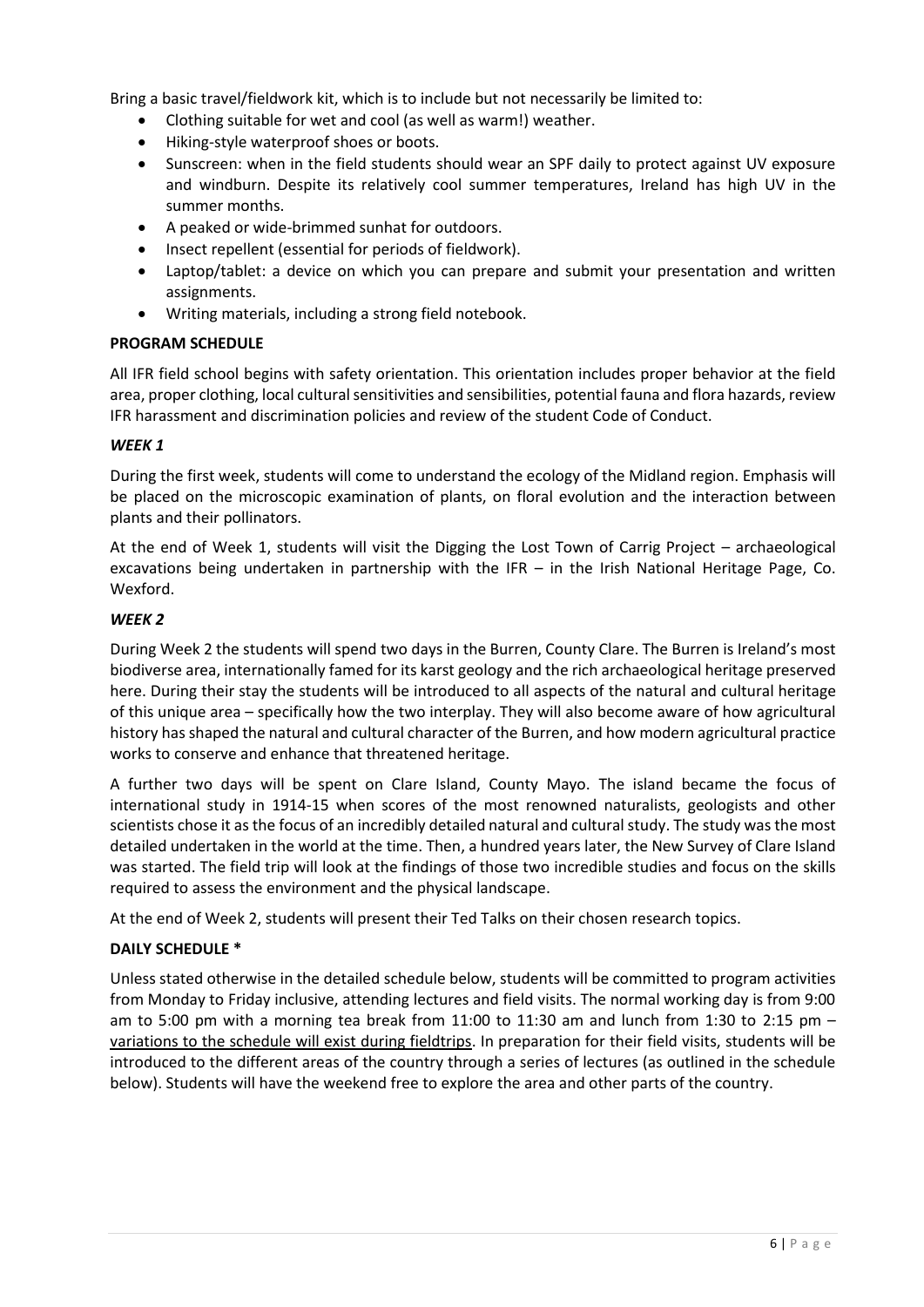Bring a basic travel/fieldwork kit, which is to include but not necessarily be limited to:

- Clothing suitable for wet and cool (as well as warm!) weather.
- Hiking-style waterproof shoes or boots.
- Sunscreen: when in the field students should wear an SPF daily to protect against UV exposure and windburn. Despite its relatively cool summer temperatures, Ireland has high UV in the summer months.
- A peaked or wide-brimmed sunhat for outdoors.
- Insect repellent (essential for periods of fieldwork).
- Laptop/tablet: a device on which you can prepare and submit your presentation and written assignments.
- Writing materials, including a strong field notebook.

**PROGRAM SCHEDULE**

All IFR field school begins with safety orientation. This orientation includes proper behavior at the field area, proper clothing, local cultural sensitivities and sensibilities, potential fauna and flora hazards, review IFR harassment and discrimination policies and review of the student Code of Conduct.

***WEEK 1***

During the first week, students will come to understand the ecology of the Midland region. Emphasis will be placed on the microscopic examination of plants, on floral evolution and the interaction between plants and their pollinators.

At the end of Week 1, students will visit the Digging the Lost Town of Carrig Project – archaeological excavations being undertaken in partnership with the IFR – in the Irish National Heritage Page, Co. Wexford.

***WEEK 2***

During Week 2 the students will spend two days in the Burren, County Clare. The Burren is Ireland's most biodiverse area, internationally famed for its karst geology and the rich archaeological heritage preserved here. During their stay the students will be introduced to all aspects of the natural and cultural heritage of this unique area – specifically how the two interplay. They will also become aware of how agricultural history has shaped the natural and cultural character of the Burren, and how modern agricultural practice works to conserve and enhance that threatened heritage.

A further two days will be spent on Clare Island, County Mayo. The island became the focus of international study in 1914-15 when scores of the most renowned naturalists, geologists and other scientists chose it as the focus of an incredibly detailed natural and cultural study. The study was the most detailed undertaken in the world at the time. Then, a hundred years later, the New Survey of Clare Island was started. The field trip will look at the findings of those two incredible studies and focus on the skills required to assess the environment and the physical landscape.

At the end of Week 2, students will present their Ted Talks on their chosen research topics.

**DAILY SCHEDULE \***

Unless stated otherwise in the detailed schedule below, students will be committed to program activities from Monday to Friday inclusive, attending lectures and field visits. The normal working day is from 9:00 am to 5:00 pm with a morning tea break from 11:00 to 11:30 am and lunch from 1:30 to 2:15 pm – variations to the schedule will exist during fieldtrips. In preparation for their field visits, students will be introduced to the different areas of the country through a series of lectures (as outlined in the schedule below). Students will have the weekend free to explore the area and other parts of the country.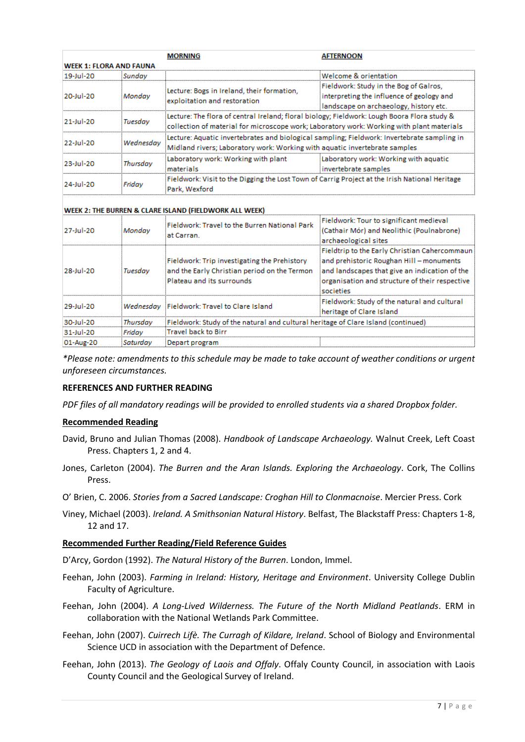| | | MORNING | AFTERNOON |
|---|---|---|---|
| **WEEK 1: FLORA AND FAUNA** | | | |
| 19-Jul-20 | *Sunday* | | Welcome & orientation |
| 20-Jul-20 | *Monday* | Lecture: Bogs in Ireland, their formation, exploitation and restoration | Fieldwork: Study in the Bog of Galros, interpreting the influence of geology and landscape on archaeology, history etc. |
| 21-Jul-20 | *Tuesday* | Lecture: The flora of central Ireland; floral biology; Fieldwork: Lough Boora Flora study & collection of material for microscope work; Laboratory work: Working with plant materials | |
| 22-Jul-20 | *Wednesday* | Lecture: Aquatic invertebrates and biological sampling; Fieldwork: Invertebrate sampling in Midland rivers; Laboratory work: Working with aquatic invertebrate samples | |
| 23-Jul-20 | *Thursday* | Laboratory work: Working with plant materials | Laboratory work: Working with aquatic invertebrate samples |
| 24-Jul-20 | *Friday* | Fieldwork: Visit to the Digging the Lost Town of Carrig Project at the Irish National Heritage Park, Wexford | |
| **WEEK 2: THE BURREN & CLARE ISLAND (FIELDWORK ALL WEEK)** | | | |
| 27-Jul-20 | *Monday* | Fieldwork: Travel to the Burren National Park at Carran. | Fieldwork: Tour to significant medieval (Cathair Mór) and Neolithic (Poulnabrone) archaeological sites |
| 28-Jul-20 | *Tuesday* | Fieldwork: Trip investigating the Prehistory and the Early Christian period on the Termon Plateau and its surrounds | Fieldtrip to the Early Christian Cahercommaun and prehistoric Roughan Hill – monuments and landscapes that give an indication of the organisation and structure of their respective societies |
| 29-Jul-20 | *Wednesday* | Fieldwork: Travel to Clare Island | Fieldwork: Study of the natural and cultural heritage of Clare Island |
| 30-Jul-20 | *Thursday* | Fieldwork: Study of the natural and cultural heritage of Clare Island (continued) | |
| 31-Jul-20 | *Friday* | Travel back to Birr | |
| 01-Aug-20 | *Saturday* | Depart program | |

*\*Please note: amendments to this schedule may be made to take account of weather conditions or urgent unforeseen circumstances.*

**REFERENCES AND FURTHER READING**

*PDF files of all mandatory readings will be provided to enrolled students via a shared Dropbox folder.*

**Recommended Reading**

David, Bruno and Julian Thomas (2008). *Handbook of Landscape Archaeology.* Walnut Creek, Left Coast Press. Chapters 1, 2 and 4.

Jones, Carleton (2004). *The Burren and the Aran Islands. Exploring the Archaeology*. Cork, The Collins Press.

O' Brien, C. 2006. *Stories from a Sacred Landscape: Croghan Hill to Clonmacnoise*. Mercier Press. Cork

Viney, Michael (2003). *Ireland. A Smithsonian Natural History*. Belfast, The Blackstaff Press: Chapters 1-8, 12 and 17.

**Recommended Further Reading/Field Reference Guides**

D'Arcy, Gordon (1992). *The Natural History of the Burren*. London, Immel.

Feehan, John (2003). *Farming in Ireland: History, Heritage and Environment*. University College Dublin Faculty of Agriculture.

Feehan, John (2004). *A Long-Lived Wilderness. The Future of the North Midland Peatlands*. ERM in collaboration with the National Wetlands Park Committee.

Feehan, John (2007). *Cuirrech Lifè. The Curragh of Kildare, Ireland*. School of Biology and Environmental Science UCD in association with the Department of Defence.

Feehan, John (2013). *The Geology of Laois and Offaly*. Offaly County Council, in association with Laois County Council and the Geological Survey of Ireland.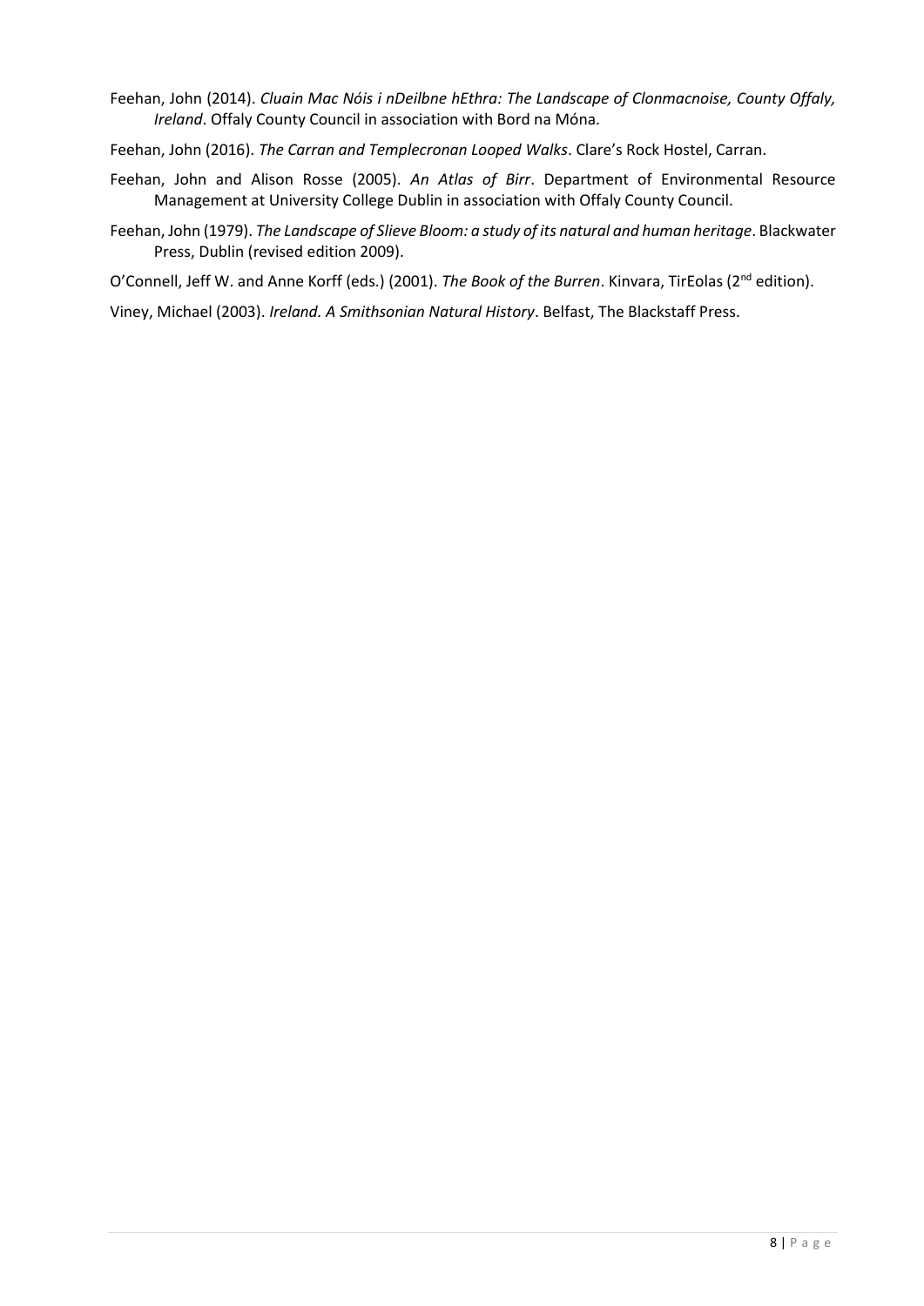Feehan, John (2014). *Cluain Mac Nóis i nDeilbne hEthra: The Landscape of Clonmacnoise, County Offaly, Ireland*. Offaly County Council in association with Bord na Móna.

Feehan, John (2016). *The Carran and Templecronan Looped Walks*. Clare's Rock Hostel, Carran.

Feehan, John and Alison Rosse (2005). *An Atlas of Birr*. Department of Environmental Resource Management at University College Dublin in association with Offaly County Council.

Feehan, John (1979). *The Landscape of Slieve Bloom: a study of its natural and human heritage*. Blackwater Press, Dublin (revised edition 2009).

O'Connell, Jeff W. and Anne Korff (eds.) (2001). *The Book of the Burren*. Kinvara, TirEolas (2nd edition).

Viney, Michael (2003). *Ireland. A Smithsonian Natural History*. Belfast, The Blackstaff Press.